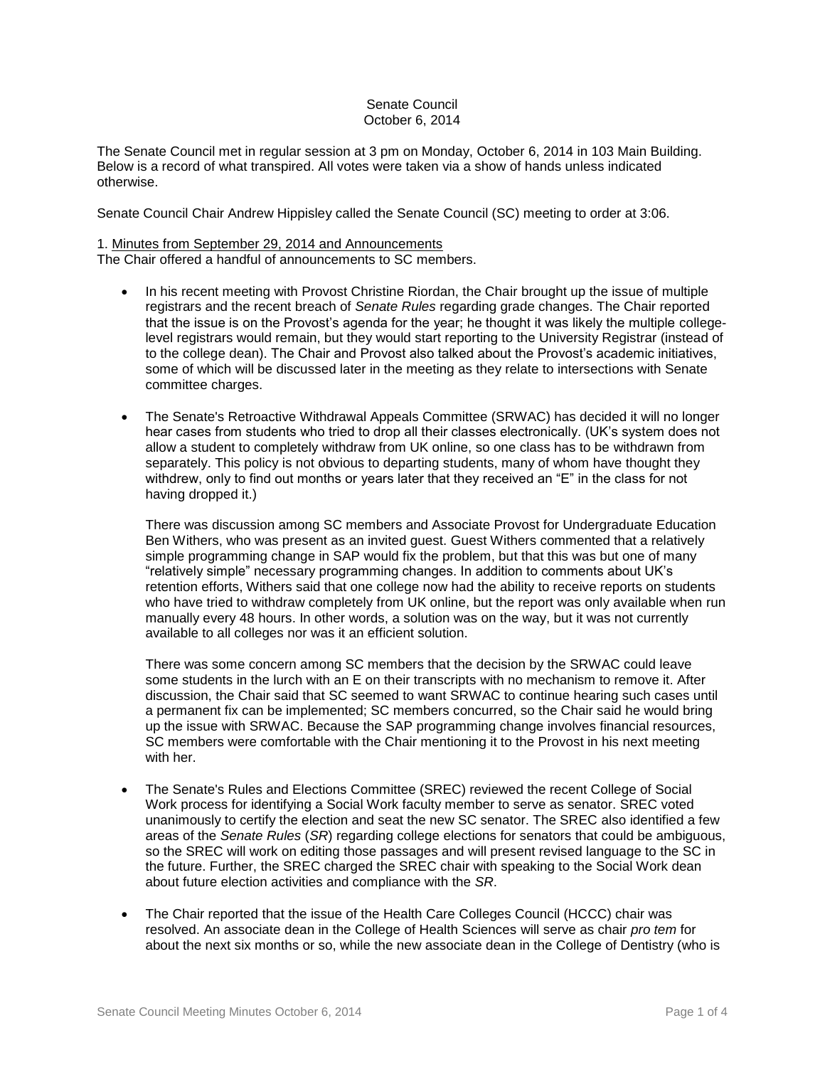Senate Council
October 6, 2014

The Senate Council met in regular session at 3 pm on Monday, October 6, 2014 in 103 Main Building. Below is a record of what transpired. All votes were taken via a show of hands unless indicated otherwise.

Senate Council Chair Andrew Hippisley called the Senate Council (SC) meeting to order at 3:06.

1. Minutes from September 29, 2014 and Announcements

The Chair offered a handful of announcements to SC members.

- In his recent meeting with Provost Christine Riordan, the Chair brought up the issue of multiple registrars and the recent breach of *Senate Rules* regarding grade changes. The Chair reported that the issue is on the Provost's agenda for the year; he thought it was likely the multiple college-level registrars would remain, but they would start reporting to the University Registrar (instead of to the college dean). The Chair and Provost also talked about the Provost's academic initiatives, some of which will be discussed later in the meeting as they relate to intersections with Senate committee charges.

- The Senate's Retroactive Withdrawal Appeals Committee (SRWAC) has decided it will no longer hear cases from students who tried to drop all their classes electronically. (UK's system does not allow a student to completely withdraw from UK online, so one class has to be withdrawn from separately. This policy is not obvious to departing students, many of whom have thought they withdrew, only to find out months or years later that they received an "E" in the class for not having dropped it.)

  There was discussion among SC members and Associate Provost for Undergraduate Education Ben Withers, who was present as an invited guest. Guest Withers commented that a relatively simple programming change in SAP would fix the problem, but that this was but one of many "relatively simple" necessary programming changes. In addition to comments about UK's retention efforts, Withers said that one college now had the ability to receive reports on students who have tried to withdraw completely from UK online, but the report was only available when run manually every 48 hours. In other words, a solution was on the way, but it was not currently available to all colleges nor was it an efficient solution.

  There was some concern among SC members that the decision by the SRWAC could leave some students in the lurch with an E on their transcripts with no mechanism to remove it. After discussion, the Chair said that SC seemed to want SRWAC to continue hearing such cases until a permanent fix can be implemented; SC members concurred, so the Chair said he would bring up the issue with SRWAC. Because the SAP programming change involves financial resources, SC members were comfortable with the Chair mentioning it to the Provost in his next meeting with her.

- The Senate's Rules and Elections Committee (SREC) reviewed the recent College of Social Work process for identifying a Social Work faculty member to serve as senator. SREC voted unanimously to certify the election and seat the new SC senator. The SREC also identified a few areas of the *Senate Rules* (*SR*) regarding college elections for senators that could be ambiguous, so the SREC will work on editing those passages and will present revised language to the SC in the future. Further, the SREC charged the SREC chair with speaking to the Social Work dean about future election activities and compliance with the *SR*.

- The Chair reported that the issue of the Health Care Colleges Council (HCCC) chair was resolved. An associate dean in the College of Health Sciences will serve as chair *pro tem* for about the next six months or so, while the new associate dean in the College of Dentistry (who is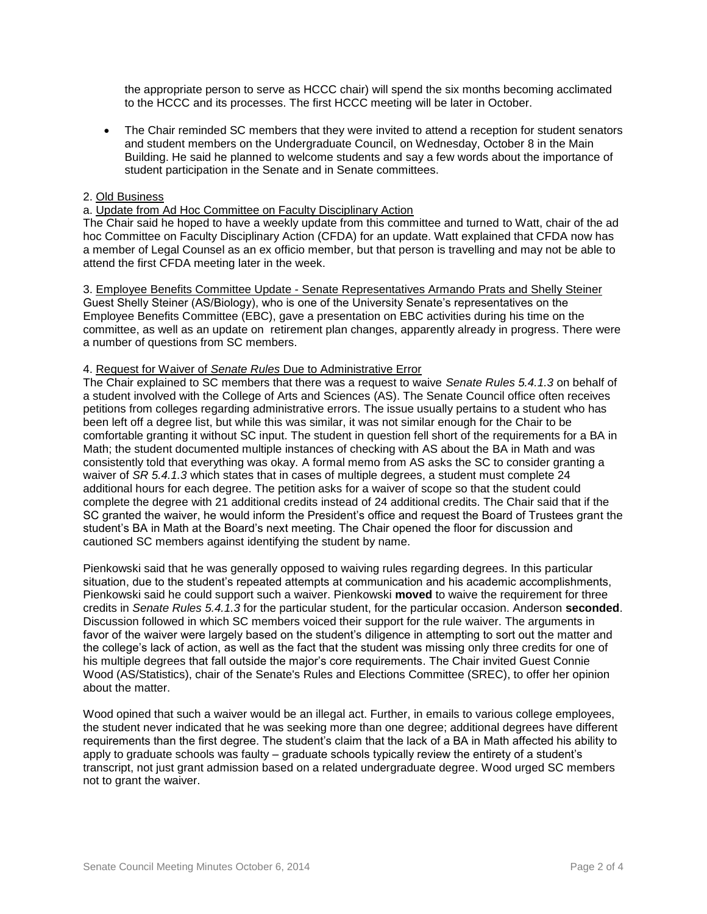the appropriate person to serve as HCCC chair) will spend the six months becoming acclimated to the HCCC and its processes. The first HCCC meeting will be later in October.

- The Chair reminded SC members that they were invited to attend a reception for student senators and student members on the Undergraduate Council, on Wednesday, October 8 in the Main Building. He said he planned to welcome students and say a few words about the importance of student participation in the Senate and in Senate committees.

2. Old Business

a. Update from Ad Hoc Committee on Faculty Disciplinary Action

The Chair said he hoped to have a weekly update from this committee and turned to Watt, chair of the ad hoc Committee on Faculty Disciplinary Action (CFDA) for an update. Watt explained that CFDA now has a member of Legal Counsel as an ex officio member, but that person is travelling and may not be able to attend the first CFDA meeting later in the week.

3. Employee Benefits Committee Update - Senate Representatives Armando Prats and Shelly Steiner

Guest Shelly Steiner (AS/Biology), who is one of the University Senate's representatives on the Employee Benefits Committee (EBC), gave a presentation on EBC activities during his time on the committee, as well as an update on retirement plan changes, apparently already in progress. There were a number of questions from SC members.

4. Request for Waiver of *Senate Rules* Due to Administrative Error

The Chair explained to SC members that there was a request to waive *Senate Rules 5.4.1.3* on behalf of a student involved with the College of Arts and Sciences (AS). The Senate Council office often receives petitions from colleges regarding administrative errors. The issue usually pertains to a student who has been left off a degree list, but while this was similar, it was not similar enough for the Chair to be comfortable granting it without SC input. The student in question fell short of the requirements for a BA in Math; the student documented multiple instances of checking with AS about the BA in Math and was consistently told that everything was okay. A formal memo from AS asks the SC to consider granting a waiver of *SR 5.4.1.3* which states that in cases of multiple degrees, a student must complete 24 additional hours for each degree. The petition asks for a waiver of scope so that the student could complete the degree with 21 additional credits instead of 24 additional credits. The Chair said that if the SC granted the waiver, he would inform the President's office and request the Board of Trustees grant the student's BA in Math at the Board's next meeting. The Chair opened the floor for discussion and cautioned SC members against identifying the student by name.

Pienkowski said that he was generally opposed to waiving rules regarding degrees. In this particular situation, due to the student's repeated attempts at communication and his academic accomplishments, Pienkowski said he could support such a waiver. Pienkowski **moved** to waive the requirement for three credits in *Senate Rules 5.4.1.3* for the particular student, for the particular occasion. Anderson **seconded**. Discussion followed in which SC members voiced their support for the rule waiver. The arguments in favor of the waiver were largely based on the student's diligence in attempting to sort out the matter and the college's lack of action, as well as the fact that the student was missing only three credits for one of his multiple degrees that fall outside the major's core requirements. The Chair invited Guest Connie Wood (AS/Statistics), chair of the Senate's Rules and Elections Committee (SREC), to offer her opinion about the matter.

Wood opined that such a waiver would be an illegal act. Further, in emails to various college employees, the student never indicated that he was seeking more than one degree; additional degrees have different requirements than the first degree. The student's claim that the lack of a BA in Math affected his ability to apply to graduate schools was faulty – graduate schools typically review the entirety of a student's transcript, not just grant admission based on a related undergraduate degree. Wood urged SC members not to grant the waiver.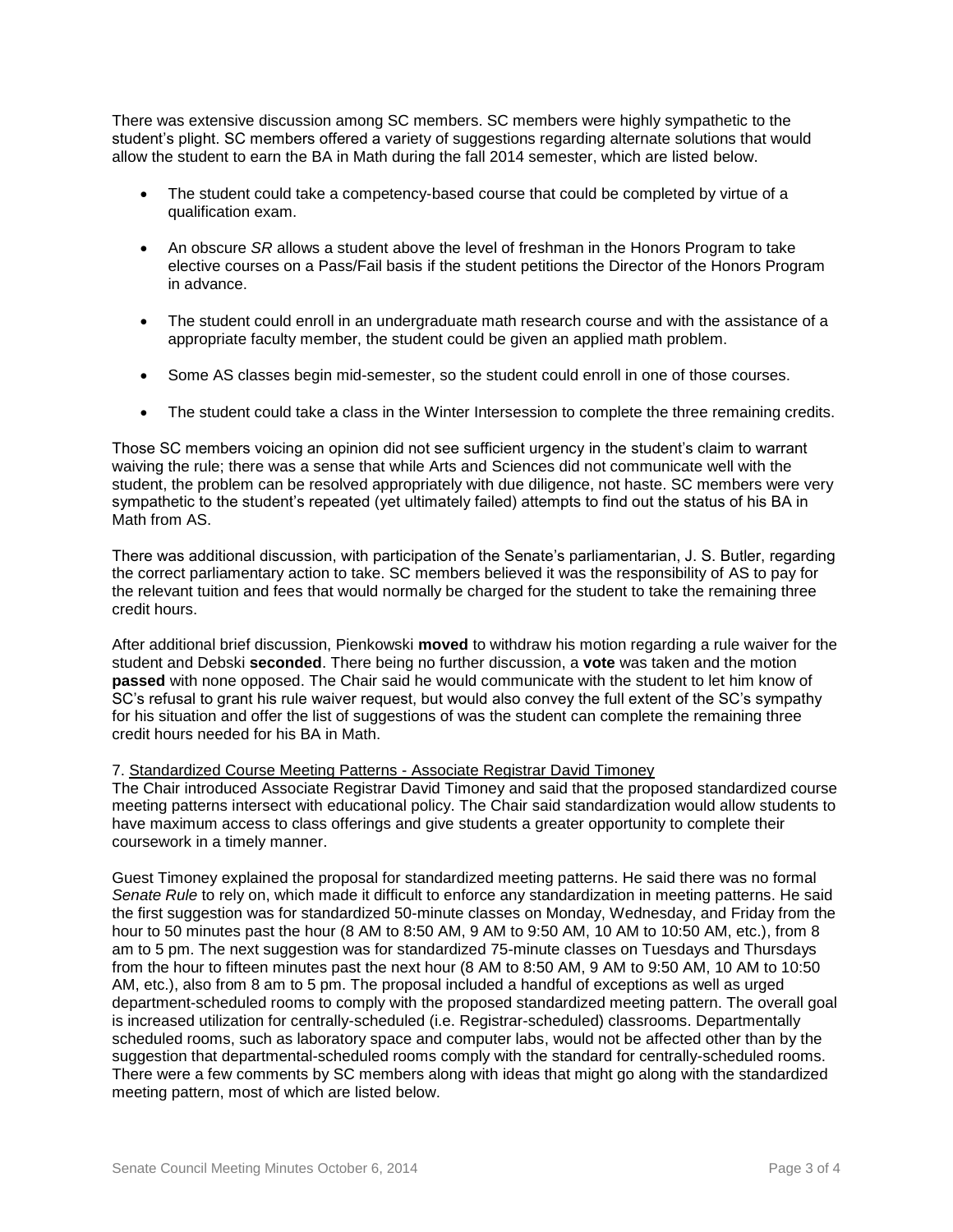There was extensive discussion among SC members. SC members were highly sympathetic to the student's plight. SC members offered a variety of suggestions regarding alternate solutions that would allow the student to earn the BA in Math during the fall 2014 semester, which are listed below.

- The student could take a competency-based course that could be completed by virtue of a qualification exam.
- An obscure *SR* allows a student above the level of freshman in the Honors Program to take elective courses on a Pass/Fail basis if the student petitions the Director of the Honors Program in advance.
- The student could enroll in an undergraduate math research course and with the assistance of a appropriate faculty member, the student could be given an applied math problem.
- Some AS classes begin mid-semester, so the student could enroll in one of those courses.
- The student could take a class in the Winter Intersession to complete the three remaining credits.

Those SC members voicing an opinion did not see sufficient urgency in the student's claim to warrant waiving the rule; there was a sense that while Arts and Sciences did not communicate well with the student, the problem can be resolved appropriately with due diligence, not haste. SC members were very sympathetic to the student's repeated (yet ultimately failed) attempts to find out the status of his BA in Math from AS.

There was additional discussion, with participation of the Senate's parliamentarian, J. S. Butler, regarding the correct parliamentary action to take. SC members believed it was the responsibility of AS to pay for the relevant tuition and fees that would normally be charged for the student to take the remaining three credit hours.

After additional brief discussion, Pienkowski **moved** to withdraw his motion regarding a rule waiver for the student and Debski **seconded**. There being no further discussion, a **vote** was taken and the motion **passed** with none opposed. The Chair said he would communicate with the student to let him know of SC's refusal to grant his rule waiver request, but would also convey the full extent of the SC's sympathy for his situation and offer the list of suggestions of was the student can complete the remaining three credit hours needed for his BA in Math.

7. Standardized Course Meeting Patterns - Associate Registrar David Timoney

The Chair introduced Associate Registrar David Timoney and said that the proposed standardized course meeting patterns intersect with educational policy. The Chair said standardization would allow students to have maximum access to class offerings and give students a greater opportunity to complete their coursework in a timely manner.

Guest Timoney explained the proposal for standardized meeting patterns. He said there was no formal *Senate Rule* to rely on, which made it difficult to enforce any standardization in meeting patterns. He said the first suggestion was for standardized 50-minute classes on Monday, Wednesday, and Friday from the hour to 50 minutes past the hour (8 AM to 8:50 AM, 9 AM to 9:50 AM, 10 AM to 10:50 AM, etc.), from 8 am to 5 pm. The next suggestion was for standardized 75-minute classes on Tuesdays and Thursdays from the hour to fifteen minutes past the next hour (8 AM to 8:50 AM, 9 AM to 9:50 AM, 10 AM to 10:50 AM, etc.), also from 8 am to 5 pm. The proposal included a handful of exceptions as well as urged department-scheduled rooms to comply with the proposed standardized meeting pattern. The overall goal is increased utilization for centrally-scheduled (i.e. Registrar-scheduled) classrooms. Departmentally scheduled rooms, such as laboratory space and computer labs, would not be affected other than by the suggestion that departmental-scheduled rooms comply with the standard for centrally-scheduled rooms. There were a few comments by SC members along with ideas that might go along with the standardized meeting pattern, most of which are listed below.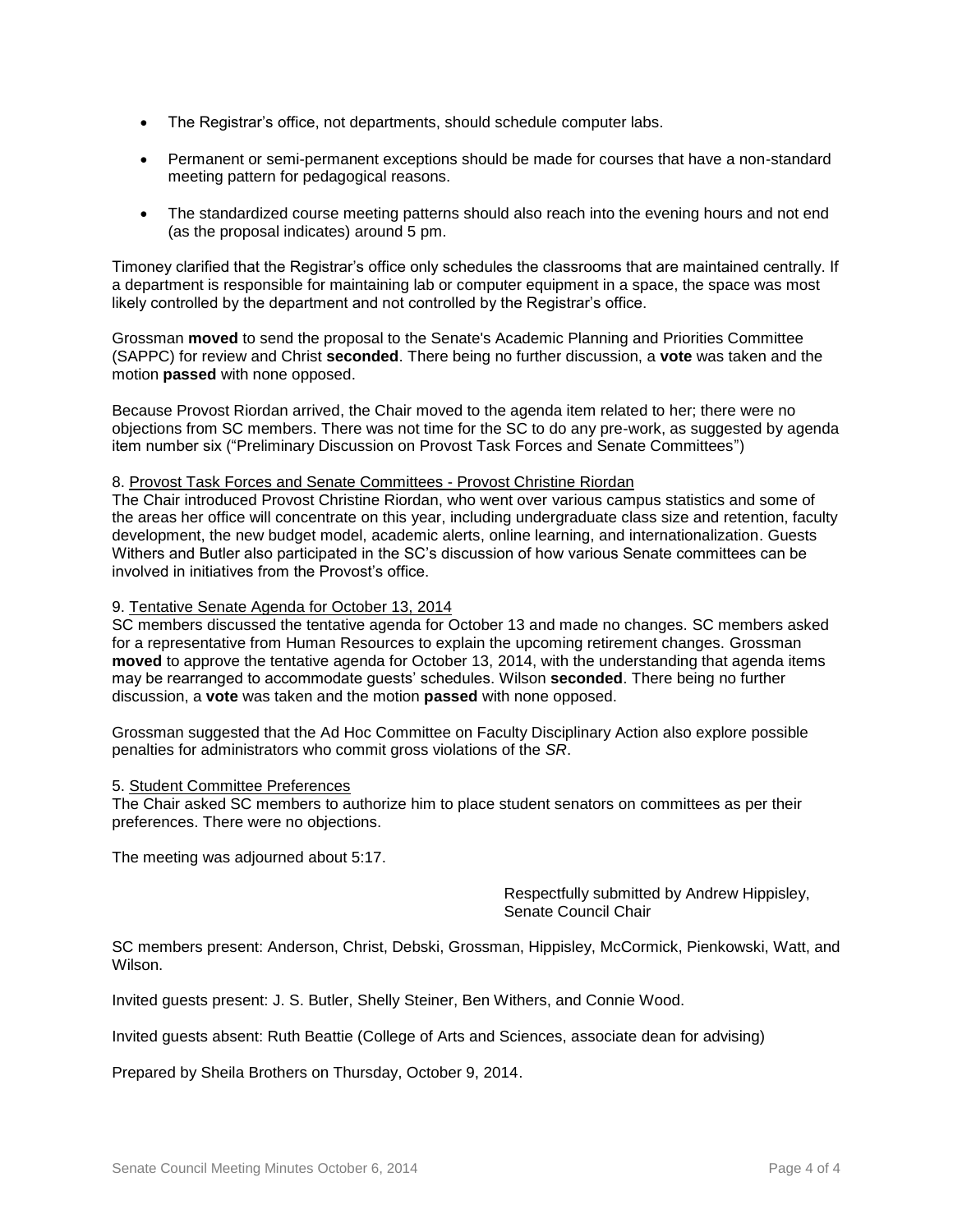- The Registrar's office, not departments, should schedule computer labs.
- Permanent or semi-permanent exceptions should be made for courses that have a non-standard meeting pattern for pedagogical reasons.
- The standardized course meeting patterns should also reach into the evening hours and not end (as the proposal indicates) around 5 pm.

Timoney clarified that the Registrar's office only schedules the classrooms that are maintained centrally. If a department is responsible for maintaining lab or computer equipment in a space, the space was most likely controlled by the department and not controlled by the Registrar's office.

Grossman **moved** to send the proposal to the Senate's Academic Planning and Priorities Committee (SAPPC) for review and Christ **seconded**. There being no further discussion, a **vote** was taken and the motion **passed** with none opposed.

Because Provost Riordan arrived, the Chair moved to the agenda item related to her; there were no objections from SC members. There was not time for the SC to do any pre-work, as suggested by agenda item number six ("Preliminary Discussion on Provost Task Forces and Senate Committees")

8. Provost Task Forces and Senate Committees - Provost Christine Riordan
The Chair introduced Provost Christine Riordan, who went over various campus statistics and some of the areas her office will concentrate on this year, including undergraduate class size and retention, faculty development, the new budget model, academic alerts, online learning, and internationalization. Guests Withers and Butler also participated in the SC's discussion of how various Senate committees can be involved in initiatives from the Provost's office.

9. Tentative Senate Agenda for October 13, 2014
SC members discussed the tentative agenda for October 13 and made no changes. SC members asked for a representative from Human Resources to explain the upcoming retirement changes. Grossman **moved** to approve the tentative agenda for October 13, 2014, with the understanding that agenda items may be rearranged to accommodate guests' schedules. Wilson **seconded**. There being no further discussion, a **vote** was taken and the motion **passed** with none opposed.

Grossman suggested that the Ad Hoc Committee on Faculty Disciplinary Action also explore possible penalties for administrators who commit gross violations of the *SR*.

5. Student Committee Preferences
The Chair asked SC members to authorize him to place student senators on committees as per their preferences. There were no objections.

The meeting was adjourned about 5:17.

Respectfully submitted by Andrew Hippisley,
Senate Council Chair

SC members present: Anderson, Christ, Debski, Grossman, Hippisley, McCormick, Pienkowski, Watt, and Wilson.

Invited guests present: J. S. Butler, Shelly Steiner, Ben Withers, and Connie Wood.

Invited guests absent: Ruth Beattie (College of Arts and Sciences, associate dean for advising)

Prepared by Sheila Brothers on Thursday, October 9, 2014.